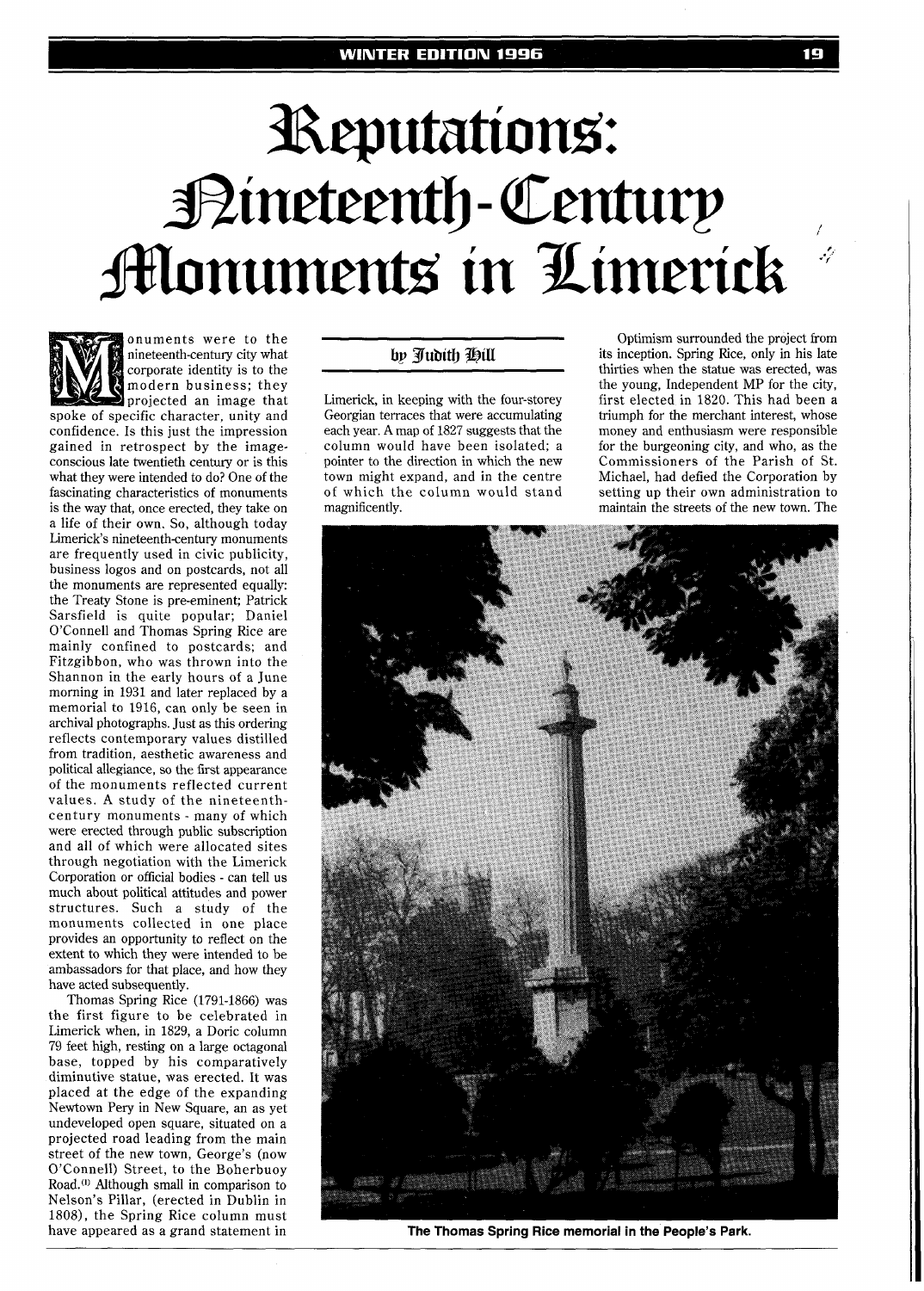# Reputations: Nineteenth-Century Monuments in Limerick

by Judith Hill

Monuments were to the nineteenth-century city what corporate identity is to the modern business; they projected an image that spoke of specific character, unity and confidence. Is this just the impression gained in retrospect by the image-conscious late twentieth century or is this what they were intended to do? One of the fascinating characteristics of monuments is the way that, once erected, they take on a life of their own. So, although today Limerick's nineteenth-century monuments are frequently used in civic publicity, business logos and on postcards, not all the monuments are represented equally: the Treaty Stone is pre-eminent; Patrick Sarsfield is quite popular; Daniel O'Connell and Thomas Spring Rice are mainly confined to postcards; and Fitzgibbon, who was thrown into the Shannon in the early hours of a June morning in 1931 and later replaced by a memorial to 1916, can only be seen in archival photographs. Just as this ordering reflects contemporary values distilled from tradition, aesthetic awareness and political allegiance, so the first appearance of the monuments reflected current values. A study of the nineteenth-century monuments - many of which were erected through public subscription and all of which were allocated sites through negotiation with the Limerick Corporation or official bodies - can tell us much about political attitudes and power structures. Such a study of the monuments collected in one place provides an opportunity to reflect on the extent to which they were intended to be ambassadors for that place, and how they have acted subsequently.

Thomas Spring Rice (1791-1866) was the first figure to be celebrated in Limerick when, in 1829, a Doric column 79 feet high, resting on a large octagonal base, topped by his comparatively diminutive statue, was erected. It was placed at the edge of the expanding Newtown Pery in New Square, an as yet undeveloped open square, situated on a projected road leading from the main street of the new town, George's (now O'Connell) Street, to the Boherbuoy Road.[1] Although small in comparison to Nelson's Pillar, (erected in Dublin in 1808), the Spring Rice column must have appeared as a grand statement in Limerick, in keeping with the four-storey Georgian terraces that were accumulating each year. A map of 1827 suggests that the column would have been isolated; a pointer to the direction in which the new town might expand, and in the centre of which the column would stand magnificently.

Optimism surrounded the project from its inception. Spring Rice, only in his late thirties when the statue was erected, was the young, Independent MP for the city, first elected in 1820. This had been a triumph for the merchant interest, whose money and enthusiasm were responsible for the burgeoning city, and who, as the Commissioners of the Parish of St. Michael, had defied the Corporation by setting up their own administration to maintain the streets of the new town. The

The Thomas Spring Rice memorial in the People's Park.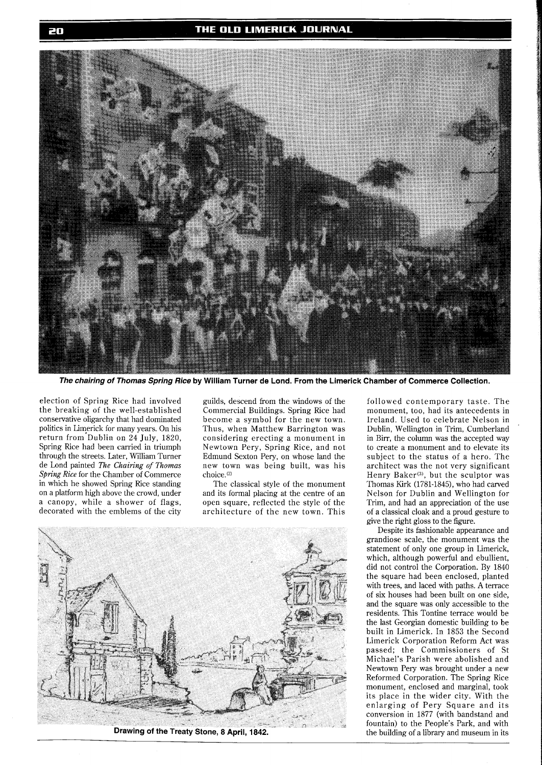*The chairing of Thomas Spring Rice* **by William Turner de Lond. From the Limerick Chamber of Commerce Collection.**

election of Spring Rice had involved the breaking of the well-established conservative oligarchy that had dominated politics in Limerick for many years. On his return from Dublin on 24 July, 1820, Spring Rice had been carried in triumph through the streets. Later, William Turner de Lond painted *The Chairing of Thomas Spring Rice* for the Chamber of Commerce in which he showed Spring Rice standing on a platform high above the crowd, under a canopy, while a shower of flags, decorated with the emblems of the city guilds, descend from the windows of the Commercial Buildings. Spring Rice had become a symbol for the new town. Thus, when Matthew Barrington was considering erecting a monument in Newtown Pery, Spring Rice, and not Edmund Sexton Pery, on whose land the new town was being built, was his choice.[2]

The classical style of the monument and its formal placing at the centre of an open square, reflected the style of the architecture of the new town. This followed contemporary taste. The monument, too, had its antecedents in Ireland. Used to celebrate Nelson in Dublin, Wellington in Trim, Cumberland in Birr, the column was the accepted way to create a monument and to elevate its subject to the status of a hero. The architect was the not very significant Henry Baker[3], but the sculptor was Thomas Kirk (1781-1845), who had carved Nelson for Dublin and Wellington for Trim, and had an appreciation of the use of a classical cloak and a proud gesture to give the right gloss to the figure.

Despite its fashionable appearance and grandiose scale, the monument was the statement of only one group in Limerick, which, although powerful and ebullient, did not control the Corporation. By 1840 the square had been enclosed, planted with trees, and laced with paths. A terrace of six houses had been built on one side, and the square was only accessible to the residents. This Tontine terrace would be the last Georgian domestic building to be built in Limerick. In 1853 the Second Limerick Corporation Reform Act was passed; the Commissioners of St Michael's Parish were abolished and Newtown Pery was brought under a new Reformed Corporation. The Spring Rice monument, enclosed and marginal, took its place in the wider city. With the enlarging of Pery Square and its conversion in 1877 (with bandstand and fountain) to the People's Park, and with the building of a library and museum in its

**Drawing of the Treaty Stone, 8 April, 1842.**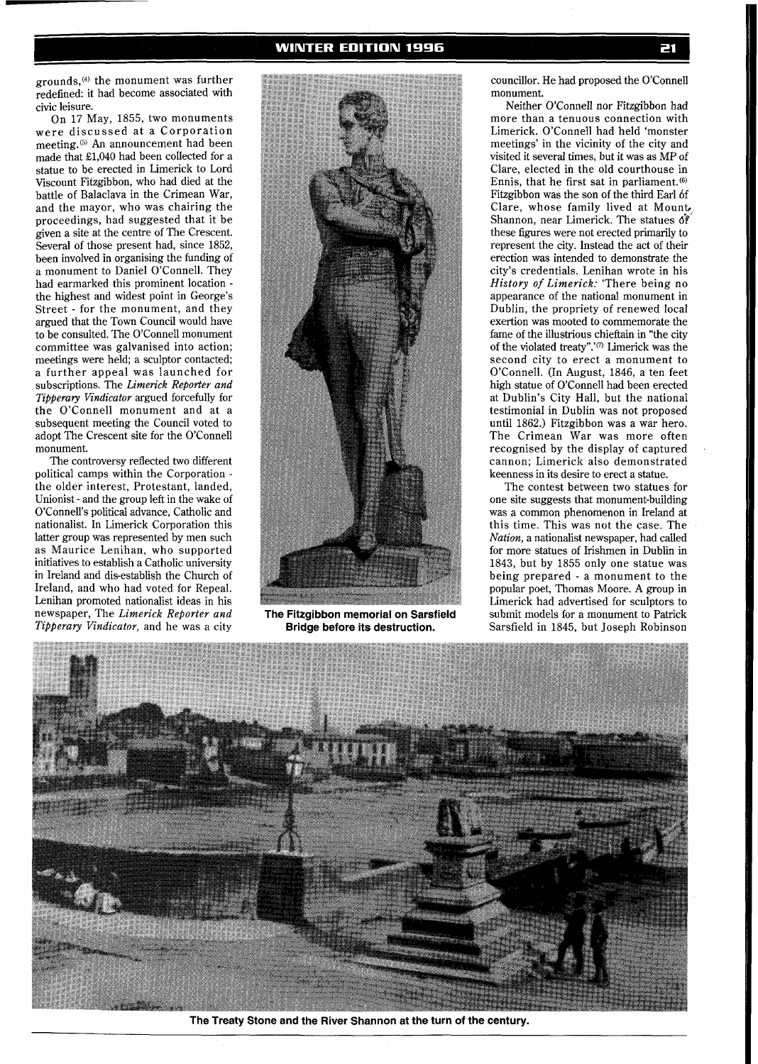grounds,[4] the monument was further redefined: it had become associated with civic leisure.

On 17 May, 1855, two monuments were discussed at a Corporation meeting.[5] An announcement had been made that £1,040 had been collected for a statue to be erected in Limerick to Lord Viscount Fitzgibbon, who had died at the battle of Balaclava in the Crimean War, and the mayor, who was chairing the proceedings, had suggested that it be given a site at the centre of The Crescent. Several of those present had, since 1852, been involved in organising the funding of a monument to Daniel O'Connell. They had earmarked this prominent location - the highest and widest point in George's Street - for the monument, and they argued that the Town Council would have to be consulted. The O'Connell monument committee was galvanised into action; meetings were held; a sculptor contacted; a further appeal was launched for subscriptions. The *Limerick Reporter and Tipperary Vindicator* argued forcefully for the O'Connell monument and at a subsequent meeting the Council voted to adopt The Crescent site for the O'Connell monument.

The controversy reflected two different political camps within the Corporation - the older interest, Protestant, landed, Unionist - and the group left in the wake of O'Connell's political advance, Catholic and nationalist. In Limerick Corporation this latter group was represented by men such as Maurice Lenihan, who supported initiatives to establish a Catholic university in Ireland and dis-establish the Church of Ireland, and who had voted for Repeal. Lenihan promoted nationalist ideas in his newspaper, The *Limerick Reporter and Tipperary Vindicator*, and he was a city councillor. He had proposed the O'Connell monument.

**The Fitzgibbon memorial on Sarsfield Bridge before its destruction.**

Neither O'Connell nor Fitzgibbon had more than a tenuous connection with Limerick. O'Connell had held 'monster meetings' in the vicinity of the city and visited it several times, but it was as MP of Clare, elected in the old courthouse in Ennis, that he first sat in parliament.[6] Fitzgibbon was the son of the third Earl of Clare, whose family lived at Mount Shannon, near Limerick. The statues of these figures were not erected primarily to represent the city. Instead the act of their erection was intended to demonstrate the city's credentials. Lenihan wrote in his *History of Limerick:* 'There being no appearance of the national monument in Dublin, the propriety of renewed local exertion was mooted to commemorate the fame of the illustrious chieftain in "the city of the violated treaty".'[7] Limerick was the second city to erect a monument to O'Connell. (In August, 1846, a ten feet high statue of O'Connell had been erected at Dublin's City Hall, but the national testimonial in Dublin was not proposed until 1862.) Fitzgibbon was a war hero. The Crimean War was more often recognised by the display of captured cannon; Limerick also demonstrated keenness in its desire to erect a statue.

The contest between two statues for one site suggests that monument-building was a common phenomenon in Ireland at this time. This was not the case. The *Nation,* a nationalist newspaper, had called for more statues of Irishmen in Dublin in 1843, but by 1855 only one statue was being prepared - a monument to the popular poet, Thomas Moore. A group in Limerick had advertised for sculptors to submit models for a monument to Patrick Sarsfield in 1845, but Joseph Robinson

**The Treaty Stone and the River Shannon at the turn of the century.**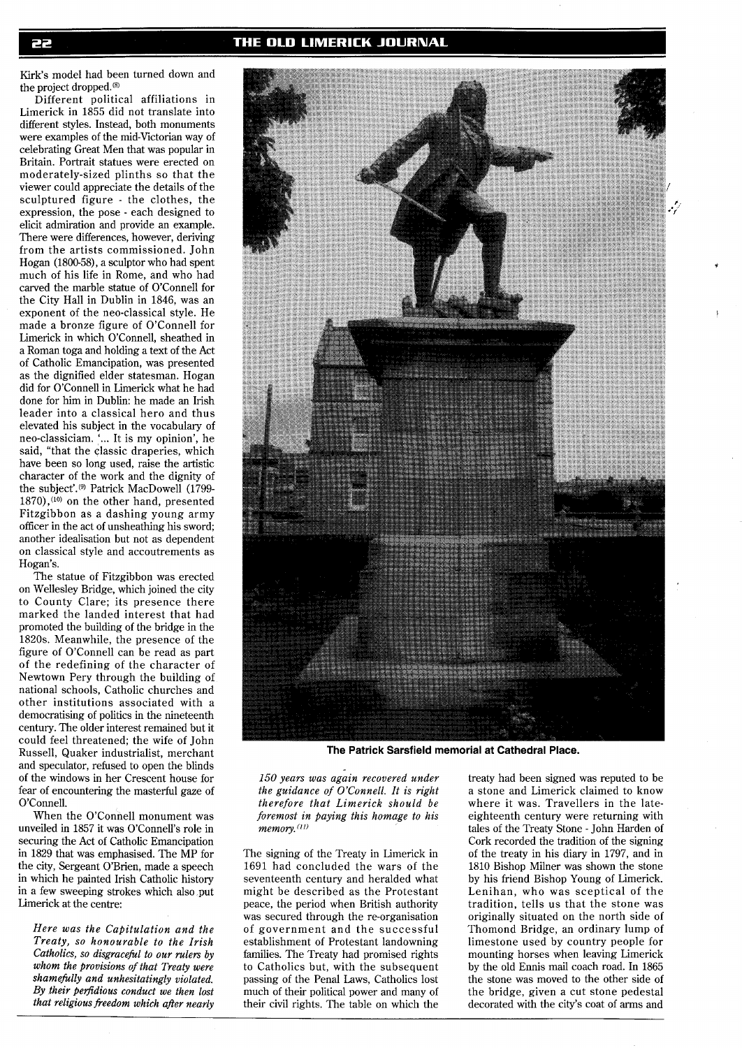Kirk's model had been turned down and the project dropped.[8]

Different political affiliations in Limerick in 1855 did not translate into different styles. Instead, both monuments were examples of the mid-Victorian way of celebrating Great Men that was popular in Britain. Portrait statues were erected on moderately-sized plinths so that the viewer could appreciate the details of the sculptured figure - the clothes, the expression, the pose - each designed to elicit admiration and provide an example. There were differences, however, deriving from the artists commissioned. John Hogan (1800-58), a sculptor who had spent much of his life in Rome, and who had carved the marble statue of O'Connell for the City Hall in Dublin in 1846, was an exponent of the neo-classical style. He made a bronze figure of O'Connell for Limerick in which O'Connell, sheathed in a Roman toga and holding a text of the Act of Catholic Emancipation, was presented as the dignified elder statesman. Hogan did for O'Connell in Limerick what he had done for him in Dublin: he made an Irish leader into a classical hero and thus elevated his subject in the vocabulary of neo-classiciam. '... It is my opinion', he said, "that the classic draperies, which have been so long used, raise the artistic character of the work and the dignity of the subject'.[9] Patrick MacDowell (1799-1870),[10] on the other hand, presented Fitzgibbon as a dashing young army officer in the act of unsheathing his sword; another idealisation but not as dependent on classical style and accoutrements as Hogan's.

The statue of Fitzgibbon was erected on Wellesley Bridge, which joined the city to County Clare; its presence there marked the landed interest that had promoted the building of the bridge in the 1820s. Meanwhile, the presence of the figure of O'Connell can be read as part of the redefining of the character of Newtown Pery through the building of national schools, Catholic churches and other institutions associated with a democratising of politics in the nineteenth century. The older interest remained but it could feel threatened; the wife of John Russell, Quaker industrialist, merchant and speculator, refused to open the blinds of the windows in her Crescent house for fear of encountering the masterful gaze of O'Connell.

When the O'Connell monument was unveiled in 1857 it was O'Connell's role in securing the Act of Catholic Emancipation in 1829 that was emphasised. The MP for the city, Sergeant O'Brien, made a speech in which he painted Irish Catholic history in a few sweeping strokes which also put Limerick at the centre:

> *Here was the Capitulation and the Treaty, so honourable to the Irish Catholics, so disgraceful to our rulers by whom the provisions of that Treaty were shamefully and unhesitatingly violated. By their perfidious conduct we then lost that religious freedom which after nearly 150 years was again recovered under the guidance of O'Connell. It is right therefore that Limerick should be foremost in paying this homage to his memory.*[11]

**The Patrick Sarsfield memorial at Cathedral Place.**

The signing of the Treaty in Limerick in 1691 had concluded the wars of the seventeenth century and heralded what might be described as the Protestant peace, the period when British authority was secured through the re-organisation of government and the successful establishment of Protestant landowning families. The Treaty had promised rights to Catholics but, with the subsequent passing of the Penal Laws, Catholics lost much of their political power and many of their civil rights. The table on which the treaty had been signed was reputed to be a stone and Limerick claimed to know where it was. Travellers in the late-eighteenth century were returning with tales of the Treaty Stone - John Harden of Cork recorded the tradition of the signing of the treaty in his diary in 1797, and in 1810 Bishop Milner was shown the stone by his friend Bishop Young of Limerick. Lenihan, who was sceptical of the tradition, tells us that the stone was originally situated on the north side of Thomond Bridge, an ordinary lump of limestone used by country people for mounting horses when leaving Limerick by the old Ennis mail coach road. In 1865 the stone was moved to the other side of the bridge, given a cut stone pedestal decorated with the city's coat of arms and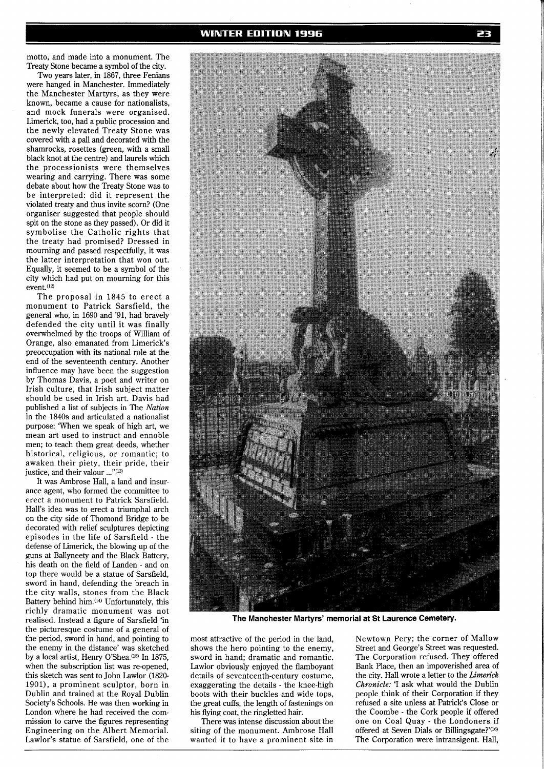motto, and made into a monument. The Treaty Stone became a symbol of the city.

Two years later, in 1867, three Fenians were hanged in Manchester. Immediately the Manchester Martyrs, as they were known, became a cause for nationalists, and mock funerals were organised. Limerick, too, had a public procession and the newly elevated Treaty Stone was covered with a pall and decorated with the shamrocks, rosettes (green, with a small black knot at the centre) and laurels which the processionists were themselves wearing and carrying. There was some debate about how the Treaty Stone was to be interpreted: did it represent the violated treaty and thus invite scorn? (One organiser suggested that people should spit on the stone as they passed). Or did it symbolise the Catholic rights that the treaty had promised? Dressed in mourning and passed respectfully, it was the latter interpretation that won out. Equally, it seemed to be a symbol of the city which had put on mourning for this event.(12)

The proposal in 1845 to erect a monument to Patrick Sarsfield, the general who, in 1690 and '91, had bravely defended the city until it was finally overwhelmed by the troops of William of Orange, also emanated from Limerick's preoccupation with its national role at the end of the seventeenth century. Another influence may have been the suggestion by Thomas Davis, a poet and writer on Irish culture, that Irish subject matter should be used in Irish art. Davis had published a list of subjects in *The Nation* in the 1840s and articulated a nationalist purpose: 'When we speak of high art, we mean art used to instruct and ennoble men; to teach them great deeds, whether historical, religious, or romantic; to awaken their piety, their pride, their justice, and their valour ...'(13)

It was Ambrose Hall, a land and insurance agent, who formed the committee to erect a monument to Patrick Sarsfield. Hall's idea was to erect a triumphal arch on the city side of Thomond Bridge to be decorated with relief sculptures depicting episodes in the life of Sarsfield - the defense of Limerick, the blowing up of the guns at Ballyneety and the Black Battery, his death on the field of Landen - and on top there would be a statue of Sarsfield, sword in hand, defending the breach in the city walls, stones from the Black Battery behind him.(14) Unfortunately, this richly dramatic monument was not realised. Instead a figure of Sarsfield 'in the picturesque costume of a general of the period, sword in hand, and pointing to the enemy in the distance' was sketched by a local artist, Henry O'Shea.(15) In 1875, when the subscription list was re-opened, this sketch was sent to John Lawlor (1820-1901), a prominent sculptor, born in Dublin and trained at the Royal Dublin Society's Schools. He was then working in London where he had received the commission to carve the figures representing Engineering on the Albert Memorial. Lawlor's statue of Sarsfield, one of the most attractive of the period in the land, shows the hero pointing to the enemy, sword in hand; dramatic and romantic. Lawlor obviously enjoyed the flamboyant details of seventeenth-century costume, exaggerating the details - the knee-high boots with their buckles and wide tops, the great cuffs, the length of fastenings on his flying coat, the ringletted hair.

**The Manchester Martyrs' memorial at St Laurence Cemetery.**

There was intense discussion about the siting of the monument. Ambrose Hall wanted it to have a prominent site in Newtown Pery; the corner of Mallow Street and George's Street was requested. The Corporation refused. They offered Bank Place, then an impoverished area of the city. Hall wrote a letter to the *Limerick Chronicle:* 'I ask what would the Dublin people think of their Corporation if they refused a site unless at Patrick's Close or the Coombe - the Cork people if offered one on Coal Quay - the Londoners if offered at Seven Dials or Billingsgate?'(16) The Corporation were intransigent. Hall,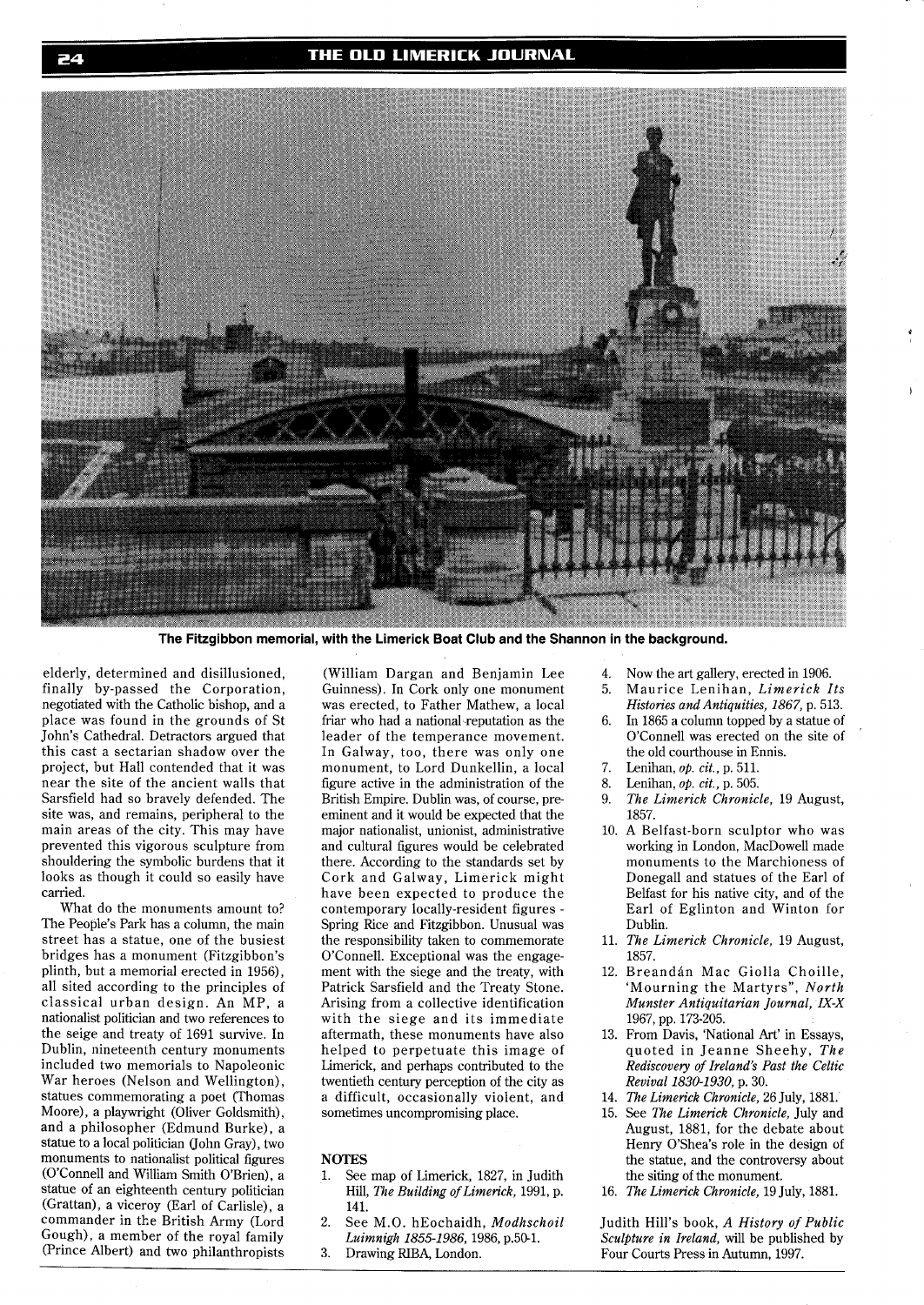The Fitzgibbon memorial, with the Limerick Boat Club and the Shannon in the background.

elderly, determined and disillusioned, finally by-passed the Corporation, negotiated with the Catholic bishop, and a place was found in the grounds of St John's Cathedral. Detractors argued that this cast a sectarian shadow over the project, but Hall contended that it was near the site of the ancient walls that Sarsfield had so bravely defended. The site was, and remains, peripheral to the main areas of the city. This may have prevented this vigorous sculpture from shouldering the symbolic burdens that it looks as though it could so easily have carried.

What do the monuments amount to? The People's Park has a column, the main street has a statue, one of the busiest bridges has a monument (Fitzgibbon's plinth, but a memorial erected in 1956), all sited according to the principles of classical urban design. An MP, a nationalist politician and two references to the seige and treaty of 1691 survive. In Dublin, nineteenth century monuments included two memorials to Napoleonic War heroes (Nelson and Wellington), statues commemorating a poet (Thomas Moore), a playwright (Oliver Goldsmith), and a philosopher (Edmund Burke), a statue to a local politician (John Gray), two monuments to nationalist political figures (O'Connell and William Smith O'Brien), a statue of an eighteenth century politician (Grattan), a viceroy (Earl of Carlisle), a commander in the British Army (Lord Gough), a member of the royal family (Prince Albert) and two philanthropists (William Dargan and Benjamin Lee Guinness). In Cork only one monument was erected, to Father Mathew, a local friar who had a national reputation as the leader of the temperance movement. In Galway, too, there was only one monument, to Lord Dunkellin, a local figure active in the administration of the British Empire. Dublin was, of course, pre-eminent and it would be expected that the major nationalist, unionist, administrative and cultural figures would be celebrated there. According to the standards set by Cork and Galway, Limerick might have been expected to produce the contemporary locally-resident figures - Spring Rice and Fitzgibbon. Unusual was the responsibility taken to commemorate O'Connell. Exceptional was the engagement with the siege and the treaty, with Patrick Sarsfield and the Treaty Stone. Arising from a collective identification with the siege and its immediate aftermath, these monuments have also helped to perpetuate this image of Limerick, and perhaps contributed to the twentieth century perception of the city as a difficult, occasionally violent, and sometimes uncompromising place.

## NOTES

1. See map of Limerick, 1827, in Judith Hill, *The Building of Limerick,* 1991, p. 141.
2. See M.O. hEochaidh, *Modhschoil Luimnigh 1855-1986,* 1986, p.50-1.
3. Drawing RIBA, London.
4. Now the art gallery, erected in 1906.
5. Maurice Lenihan, *Limerick Its Histories and Antiquities, 1867,* p. 513.
6. In 1865 a column topped by a statue of O'Connell was erected on the site of the old courthouse in Ennis.
7. Lenihan, *op. cit.*, p. 511.
8. Lenihan, *op. cit.*, p. 505.
9. *The Limerick Chronicle,* 19 August, 1857.
10. A Belfast-born sculptor who was working in London, MacDowell made monuments to the Marchioness of Donegall and statues of the Earl of Belfast for his native city, and of the Earl of Eglinton and Winton for Dublin.
11. *The Limerick Chronicle,* 19 August, 1857.
12. Breandán Mac Giolla Choille, 'Mourning the Martyrs", *North Munster Antiquitarian Journal, IX-X* 1967, pp. 173-205.
13. From Davis, 'National Art' in Essays, quoted in Jeanne Sheehy, *The Rediscovery of Ireland's Past the Celtic Revival 1830-1930,* p. 30.
14. *The Limerick Chronicle,* 26 July, 1881.
15. See *The Limerick Chronicle,* July and August, 1881, for the debate about Henry O'Shea's role in the design of the statue, and the controversy about the siting of the monument.
16. *The Limerick Chronicle,* 19 July, 1881.

Judith Hill's book, *A History of Public Sculpture in Ireland,* will be published by Four Courts Press in Autumn, 1997.